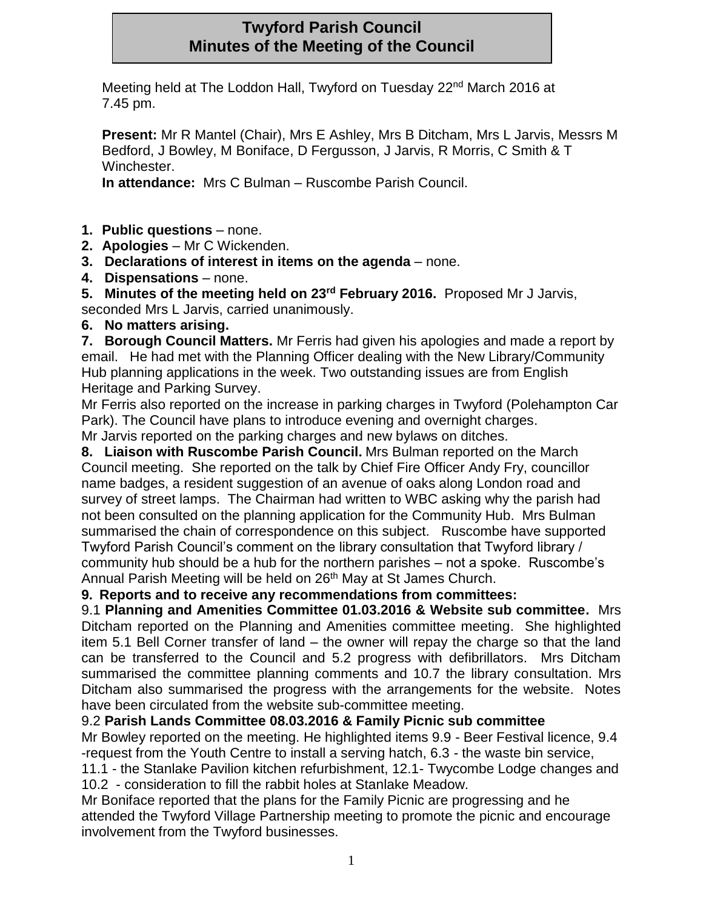# Twyford Parish Council
# Minutes of the Meeting of the Council

Meeting held at The Loddon Hall, Twyford on Tuesday 22nd March 2016 at 7.45 pm.

**Present:** Mr R Mantel (Chair), Mrs E Ashley, Mrs B Ditcham, Mrs L Jarvis, Messrs M Bedford, J Bowley, M Boniface, D Fergusson, J Jarvis, R Morris, C Smith & T Winchester.

**In attendance:** Mrs C Bulman – Ruscombe Parish Council.

1. **Public questions** – none.
2. **Apologies** – Mr C Wickenden.
3. **Declarations of interest in items on the agenda** – none.
4. **Dispensations** – none.
5. **Minutes of the meeting held on 23rd February 2016.** Proposed Mr J Jarvis, seconded Mrs L Jarvis, carried unanimously.
6. **No matters arising.**
7. **Borough Council Matters.** Mr Ferris had given his apologies and made a report by email. He had met with the Planning Officer dealing with the New Library/Community Hub planning applications in the week. Two outstanding issues are from English Heritage and Parking Survey.

Mr Ferris also reported on the increase in parking charges in Twyford (Polehampton Car Park). The Council have plans to introduce evening and overnight charges.

Mr Jarvis reported on the parking charges and new bylaws on ditches.

8. **Liaison with Ruscombe Parish Council.** Mrs Bulman reported on the March Council meeting. She reported on the talk by Chief Fire Officer Andy Fry, councillor name badges, a resident suggestion of an avenue of oaks along London road and survey of street lamps. The Chairman had written to WBC asking why the parish had not been consulted on the planning application for the Community Hub. Mrs Bulman summarised the chain of correspondence on this subject. Ruscombe have supported Twyford Parish Council's comment on the library consultation that Twyford library / community hub should be a hub for the northern parishes – not a spoke. Ruscombe's Annual Parish Meeting will be held on 26th May at St James Church.
9. **Reports and to receive any recommendations from committees:**

9.1 **Planning and Amenities Committee 01.03.2016 & Website sub committee.** Mrs Ditcham reported on the Planning and Amenities committee meeting. She highlighted item 5.1 Bell Corner transfer of land – the owner will repay the charge so that the land can be transferred to the Council and 5.2 progress with defibrillators. Mrs Ditcham summarised the committee planning comments and 10.7 the library consultation. Mrs Ditcham also summarised the progress with the arrangements for the website. Notes have been circulated from the website sub-committee meeting.

9.2 **Parish Lands Committee 08.03.2016 & Family Picnic sub committee**

Mr Bowley reported on the meeting. He highlighted items 9.9 - Beer Festival licence, 9.4 -request from the Youth Centre to install a serving hatch, 6.3 - the waste bin service, 11.1 - the Stanlake Pavilion kitchen refurbishment, 12.1- Twycombe Lodge changes and 10.2 - consideration to fill the rabbit holes at Stanlake Meadow.

Mr Boniface reported that the plans for the Family Picnic are progressing and he attended the Twyford Village Partnership meeting to promote the picnic and encourage involvement from the Twyford businesses.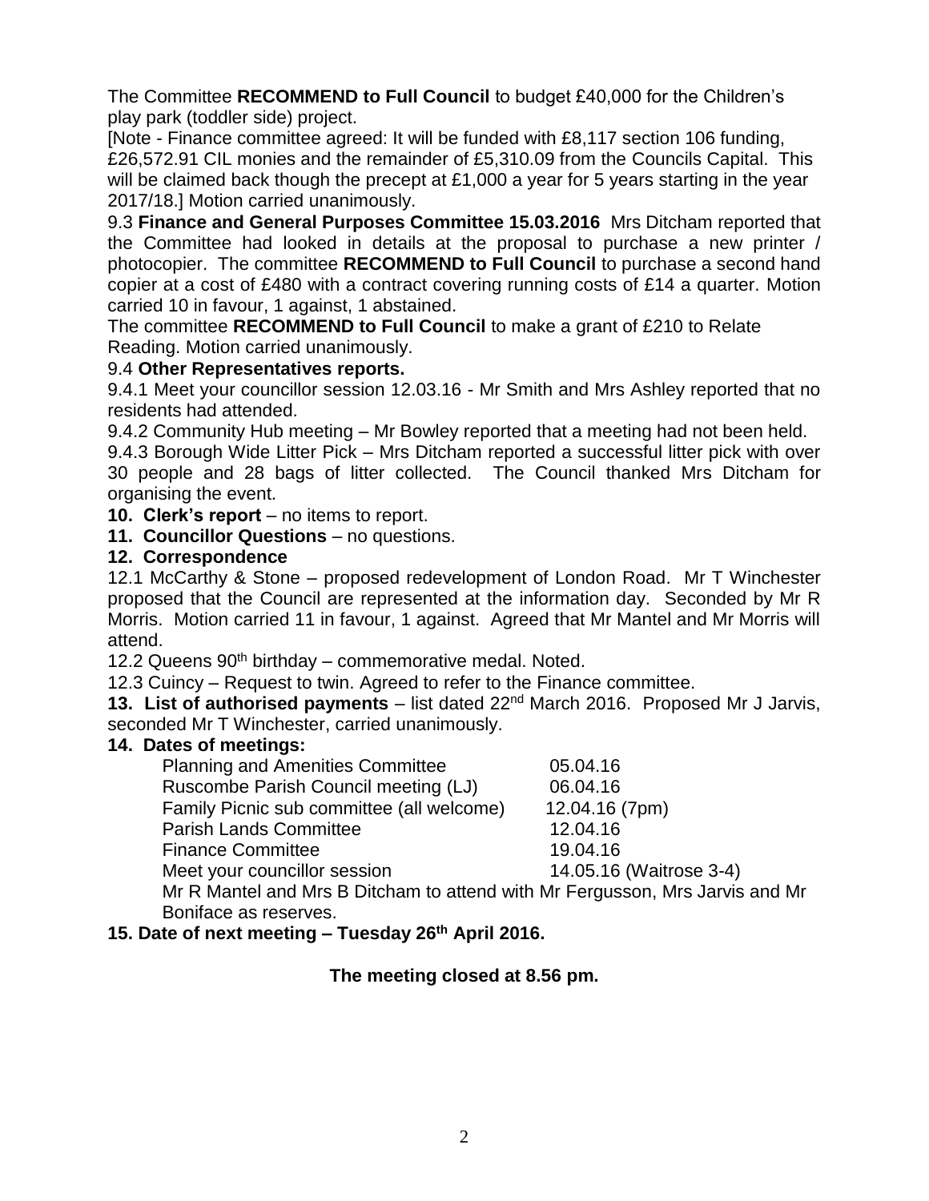The Committee **RECOMMEND to Full Council** to budget £40,000 for the Children's play park (toddler side) project.
[Note - Finance committee agreed: It will be funded with £8,117 section 106 funding, £26,572.91 CIL monies and the remainder of £5,310.09 from the Councils Capital. This will be claimed back though the precept at £1,000 a year for 5 years starting in the year 2017/18.] Motion carried unanimously.

9.3 **Finance and General Purposes Committee 15.03.2016** Mrs Ditcham reported that the Committee had looked in details at the proposal to purchase a new printer / photocopier. The committee **RECOMMEND to Full Council** to purchase a second hand copier at a cost of £480 with a contract covering running costs of £14 a quarter. Motion carried 10 in favour, 1 against, 1 abstained.

The committee **RECOMMEND to Full Council** to make a grant of £210 to Relate Reading. Motion carried unanimously.

9.4 **Other Representatives reports.**

9.4.1 Meet your councillor session 12.03.16 - Mr Smith and Mrs Ashley reported that no residents had attended.

9.4.2 Community Hub meeting – Mr Bowley reported that a meeting had not been held.

9.4.3 Borough Wide Litter Pick – Mrs Ditcham reported a successful litter pick with over 30 people and 28 bags of litter collected. The Council thanked Mrs Ditcham for organising the event.

**10. Clerk's report** – no items to report.

**11. Councillor Questions** – no questions.

**12. Correspondence**

12.1 McCarthy & Stone – proposed redevelopment of London Road. Mr T Winchester proposed that the Council are represented at the information day. Seconded by Mr R Morris. Motion carried 11 in favour, 1 against. Agreed that Mr Mantel and Mr Morris will attend.

12.2 Queens 90th birthday – commemorative medal. Noted.

12.3 Cuincy – Request to twin. Agreed to refer to the Finance committee.

**13. List of authorised payments** – list dated 22nd March 2016. Proposed Mr J Jarvis, seconded Mr T Winchester, carried unanimously.

**14. Dates of meetings:**

| | |
|---|---|
| Planning and Amenities Committee | 05.04.16 |
| Ruscombe Parish Council meeting (LJ) | 06.04.16 |
| Family Picnic sub committee (all welcome) | 12.04.16 (7pm) |
| Parish Lands Committee | 12.04.16 |
| Finance Committee | 19.04.16 |
| Meet your councillor session | 14.05.16 (Waitrose 3-4) |

Mr R Mantel and Mrs B Ditcham to attend with Mr Fergusson, Mrs Jarvis and Mr Boniface as reserves.

**15. Date of next meeting – Tuesday 26th April 2016.**

**The meeting closed at 8.56 pm.**